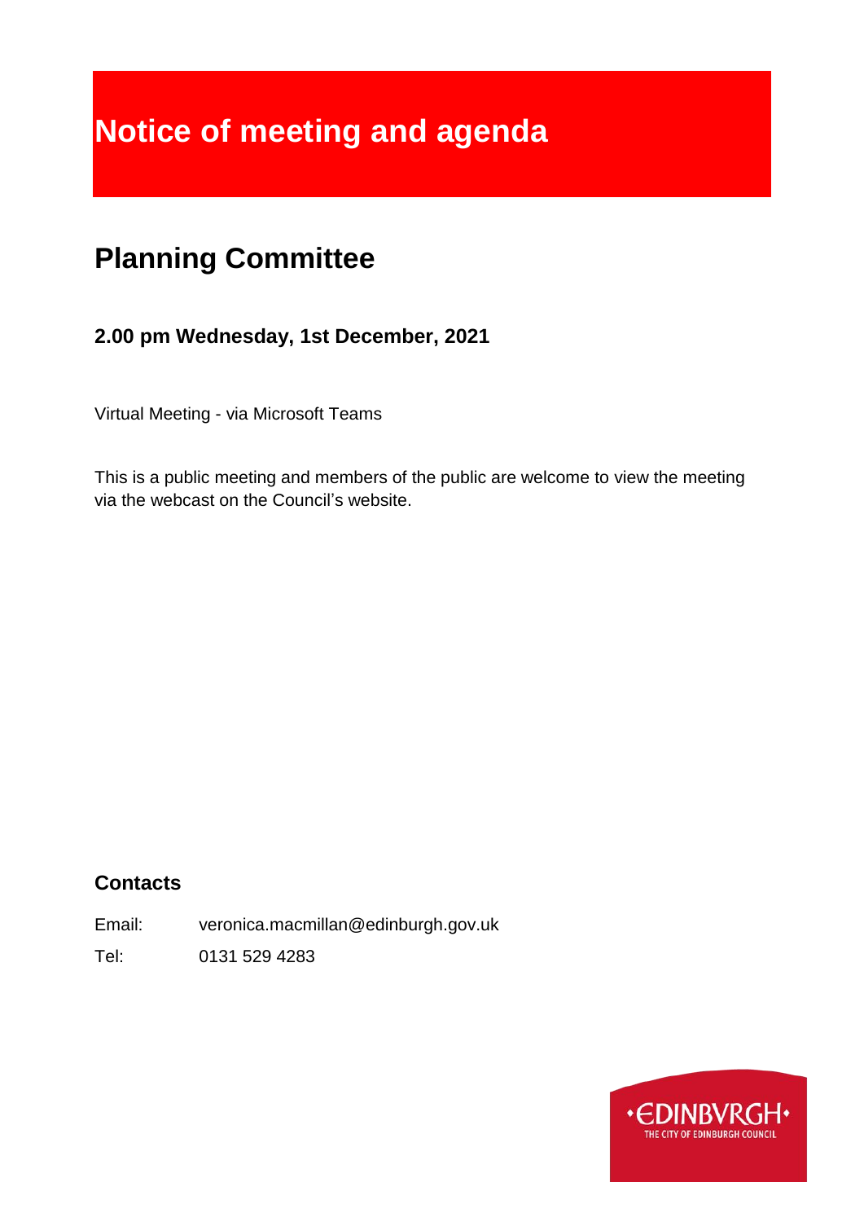# Notice of meeting and agenda

## Planning Committee

### 2.00 pm Wednesday, 1st December, 2021

Virtual Meeting - via Microsoft Teams

This is a public meeting and members of the public are welcome to view the meeting via the webcast on the Council's website.

### Contacts

Email: veronica.macmillan@edinburgh.gov.uk

Tel: 0131 529 4283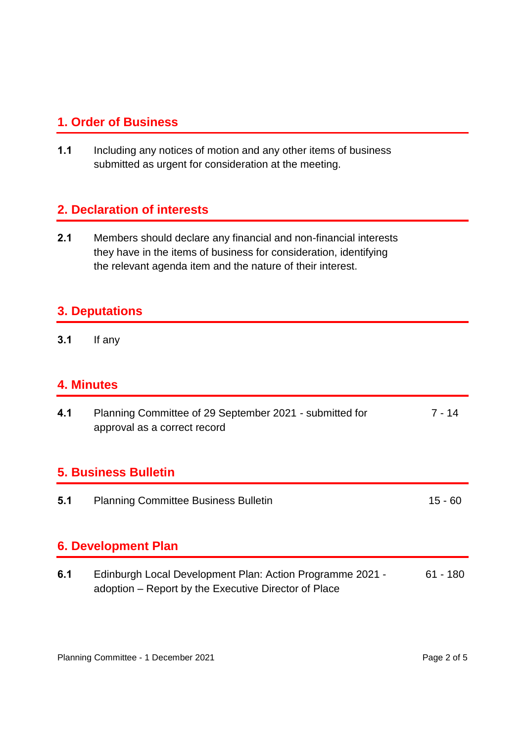## 1. Order of Business

**1.1** Including any notices of motion and any other items of business submitted as urgent for consideration at the meeting.

## 2. Declaration of interests

**2.1** Members should declare any financial and non-financial interests they have in the items of business for consideration, identifying the relevant agenda item and the nature of their interest.

## 3. Deputations

**3.1** If any

## 4. Minutes

**4.1** Planning Committee of 29 September 2021 - submitted for approval as a correct record — 7 - 14

## 5. Business Bulletin

**5.1** Planning Committee Business Bulletin — 15 - 60

## 6. Development Plan

**6.1** Edinburgh Local Development Plan: Action Programme 2021 - adoption – Report by the Executive Director of Place — 61 - 180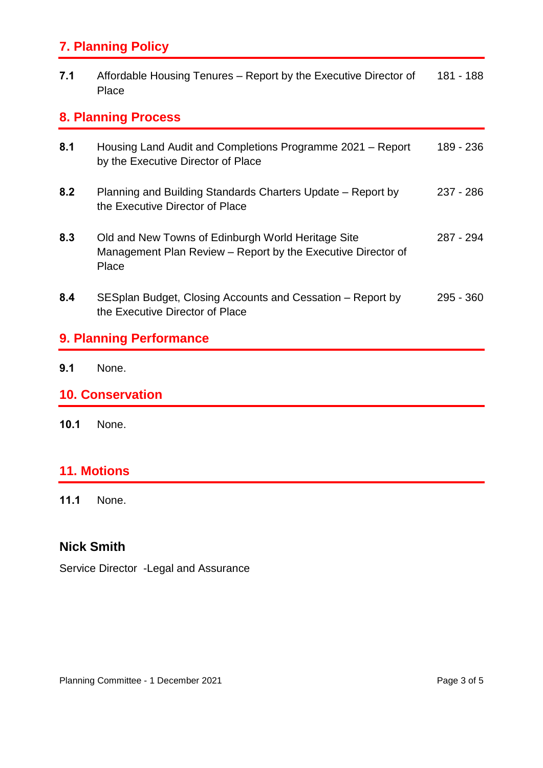## 7. Planning Policy

| | | |
|---|---|---|
| **7.1** | Affordable Housing Tenures – Report by the Executive Director of Place | 181 - 188 |

## 8. Planning Process

| | | |
|---|---|---|
| **8.1** | Housing Land Audit and Completions Programme 2021 – Report by the Executive Director of Place | 189 - 236 |
| **8.2** | Planning and Building Standards Charters Update – Report by the Executive Director of Place | 237 - 286 |
| **8.3** | Old and New Towns of Edinburgh World Heritage Site Management Plan Review – Report by the Executive Director of Place | 287 - 294 |
| **8.4** | SESplan Budget, Closing Accounts and Cessation – Report by the Executive Director of Place | 295 - 360 |

## 9. Planning Performance

**9.1** None.

## 10. Conservation

**10.1** None.

## 11. Motions

**11.1** None.

**Nick Smith**

Service Director -Legal and Assurance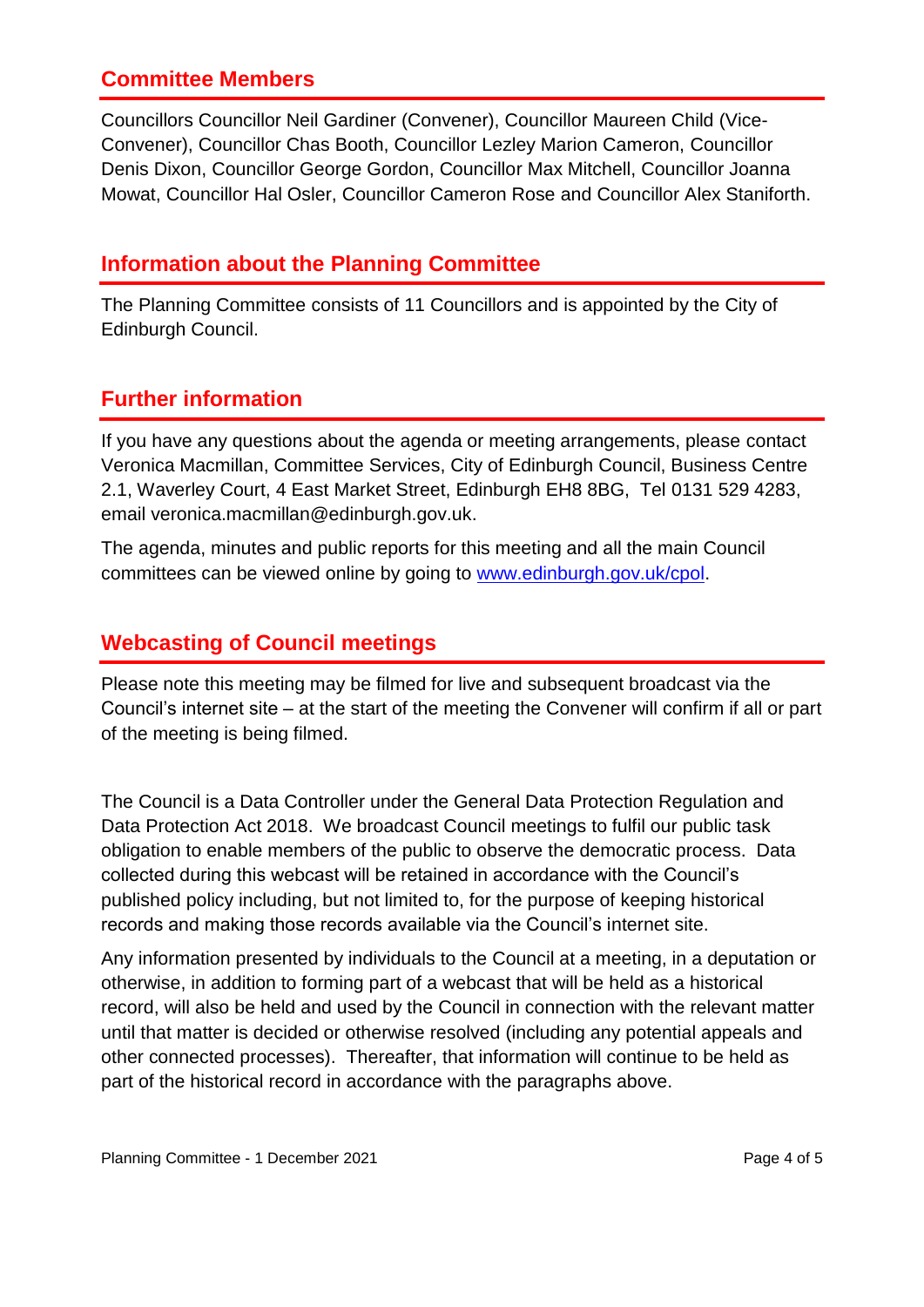## Committee Members

Councillors Councillor Neil Gardiner (Convener), Councillor Maureen Child (Vice-Convener), Councillor Chas Booth, Councillor Lezley Marion Cameron, Councillor Denis Dixon, Councillor George Gordon, Councillor Max Mitchell, Councillor Joanna Mowat, Councillor Hal Osler, Councillor Cameron Rose and Councillor Alex Staniforth.

## Information about the Planning Committee

The Planning Committee consists of 11 Councillors and is appointed by the City of Edinburgh Council.

## Further information

If you have any questions about the agenda or meeting arrangements, please contact Veronica Macmillan, Committee Services, City of Edinburgh Council, Business Centre 2.1, Waverley Court, 4 East Market Street, Edinburgh EH8 8BG, Tel 0131 529 4283, email veronica.macmillan@edinburgh.gov.uk.

The agenda, minutes and public reports for this meeting and all the main Council committees can be viewed online by going to [www.edinburgh.gov.uk/cpol](http://www.edinburgh.gov.uk/cpol).

## Webcasting of Council meetings

Please note this meeting may be filmed for live and subsequent broadcast via the Council's internet site – at the start of the meeting the Convener will confirm if all or part of the meeting is being filmed.

The Council is a Data Controller under the General Data Protection Regulation and Data Protection Act 2018. We broadcast Council meetings to fulfil our public task obligation to enable members of the public to observe the democratic process. Data collected during this webcast will be retained in accordance with the Council's published policy including, but not limited to, for the purpose of keeping historical records and making those records available via the Council's internet site.

Any information presented by individuals to the Council at a meeting, in a deputation or otherwise, in addition to forming part of a webcast that will be held as a historical record, will also be held and used by the Council in connection with the relevant matter until that matter is decided or otherwise resolved (including any potential appeals and other connected processes). Thereafter, that information will continue to be held as part of the historical record in accordance with the paragraphs above.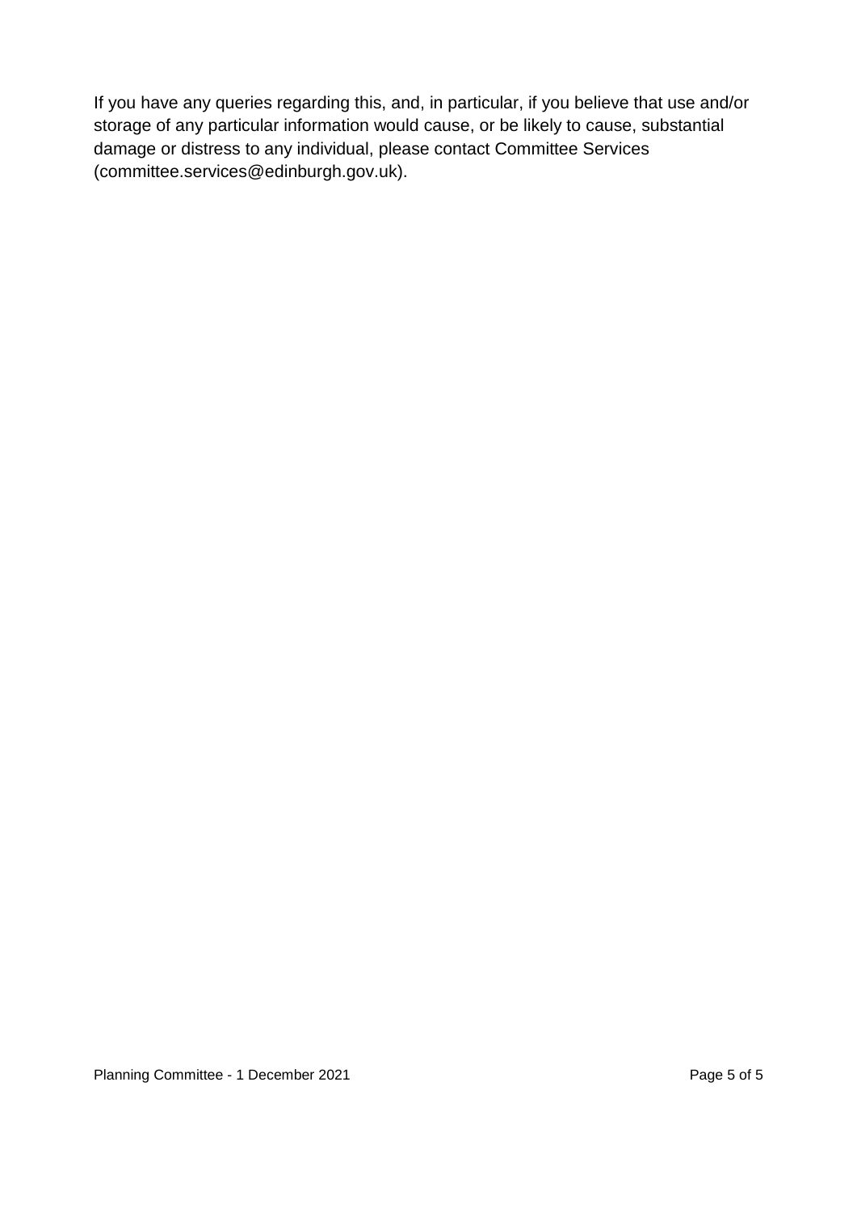If you have any queries regarding this, and, in particular, if you believe that use and/or storage of any particular information would cause, or be likely to cause, substantial damage or distress to any individual, please contact Committee Services (committee.services@edinburgh.gov.uk).